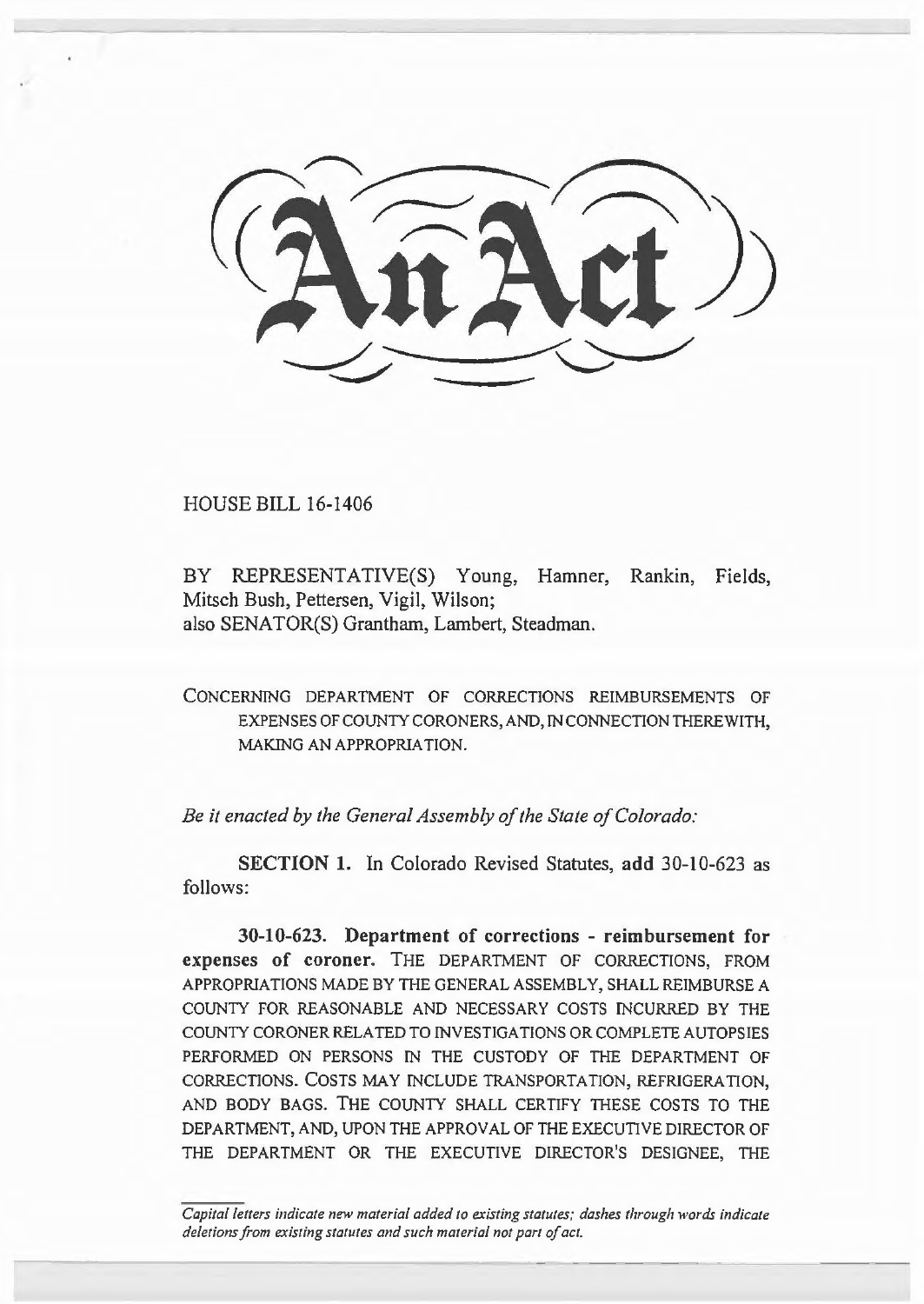# An Act

HOUSE BILL 16-1406

BY REPRESENTATIVE(S) Young, Hamner, Rankin, Fields, Mitsch Bush, Pettersen, Vigil, Wilson;
also SENATOR(S) Grantham, Lambert, Steadman.

CONCERNING DEPARTMENT OF CORRECTIONS REIMBURSEMENTS OF EXPENSES OF COUNTY CORONERS, AND, IN CONNECTION THEREWITH, MAKING AN APPROPRIATION.

*Be it enacted by the General Assembly of the State of Colorado:*

**SECTION 1.** In Colorado Revised Statutes, **add** 30-10-623 as follows:

**30-10-623. Department of corrections - reimbursement for expenses of coroner.** THE DEPARTMENT OF CORRECTIONS, FROM APPROPRIATIONS MADE BY THE GENERAL ASSEMBLY, SHALL REIMBURSE A COUNTY FOR REASONABLE AND NECESSARY COSTS INCURRED BY THE COUNTY CORONER RELATED TO INVESTIGATIONS OR COMPLETE AUTOPSIES PERFORMED ON PERSONS IN THE CUSTODY OF THE DEPARTMENT OF CORRECTIONS. COSTS MAY INCLUDE TRANSPORTATION, REFRIGERATION, AND BODY BAGS. THE COUNTY SHALL CERTIFY THESE COSTS TO THE DEPARTMENT, AND, UPON THE APPROVAL OF THE EXECUTIVE DIRECTOR OF THE DEPARTMENT OR THE EXECUTIVE DIRECTOR'S DESIGNEE, THE

*Capital letters indicate new material added to existing statutes; dashes through words indicate deletions from existing statutes and such material not part of act.*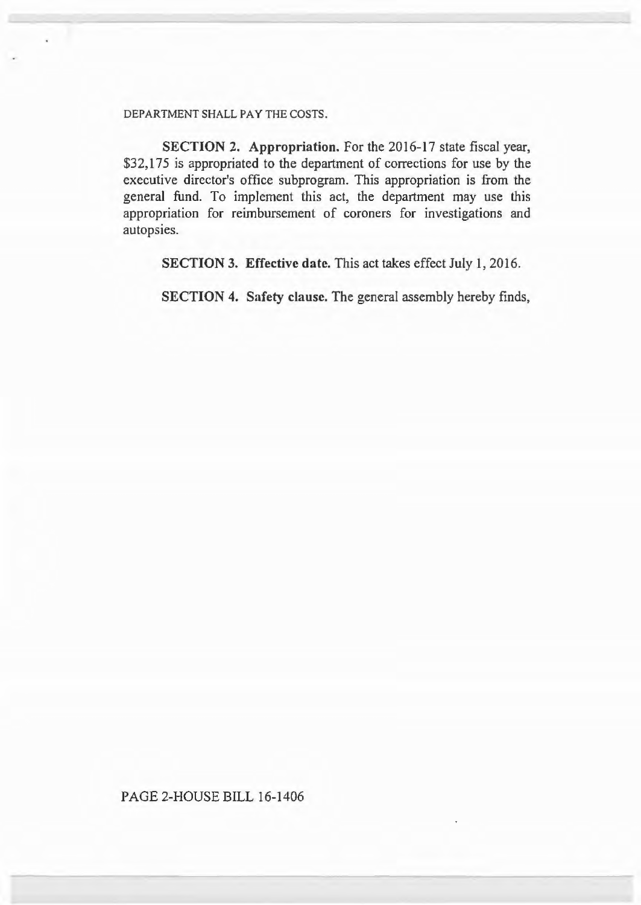DEPARTMENT SHALL PAY THE COSTS.

**SECTION 2. Appropriation.** For the 2016-17 state fiscal year, $32,175 is appropriated to the department of corrections for use by the executive director's office subprogram. This appropriation is from the general fund. To implement this act, the department may use this appropriation for reimbursement of coroners for investigations and autopsies.

**SECTION 3. Effective date.** This act takes effect July 1, 2016.

**SECTION 4. Safety clause.** The general assembly hereby finds,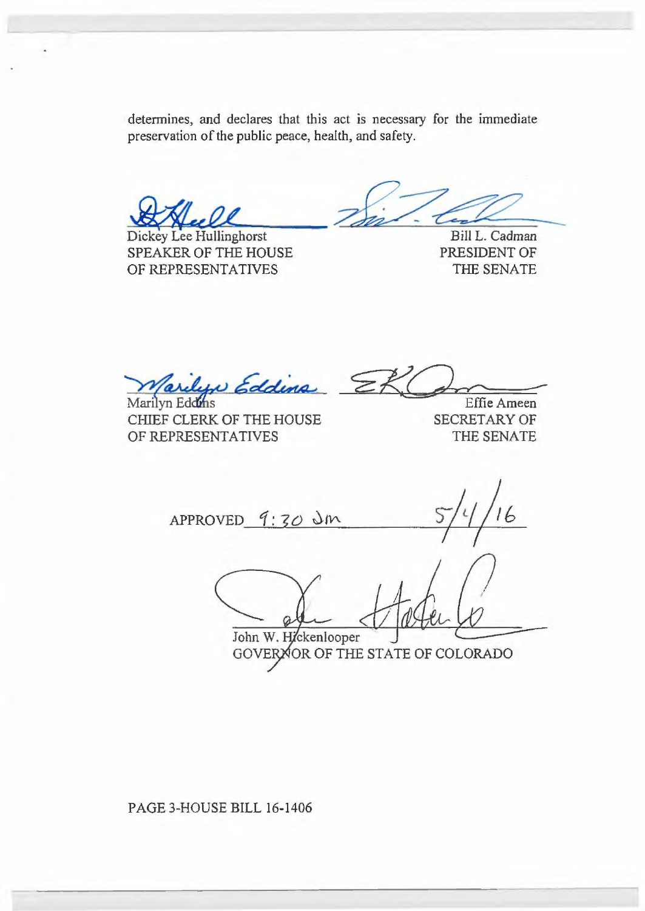determines, and declares that this act is necessary for the immediate preservation of the public peace, health, and safety.

| | |
|---|---|
| Dickey Lee Hullinghorst<br>SPEAKER OF THE HOUSE<br>OF REPRESENTATIVES | Bill L. Cadman<br>PRESIDENT OF<br>THE SENATE |
| Marilyn Eddins<br>CHIEF CLERK OF THE HOUSE<br>OF REPRESENTATIVES | Effie Ameen<br>SECRETARY OF<br>THE SENATE |

APPROVED 9:30 am 5/4/16

John W. Hickenlooper
GOVERNOR OF THE STATE OF COLORADO

PAGE 3-HOUSE BILL 16-1406